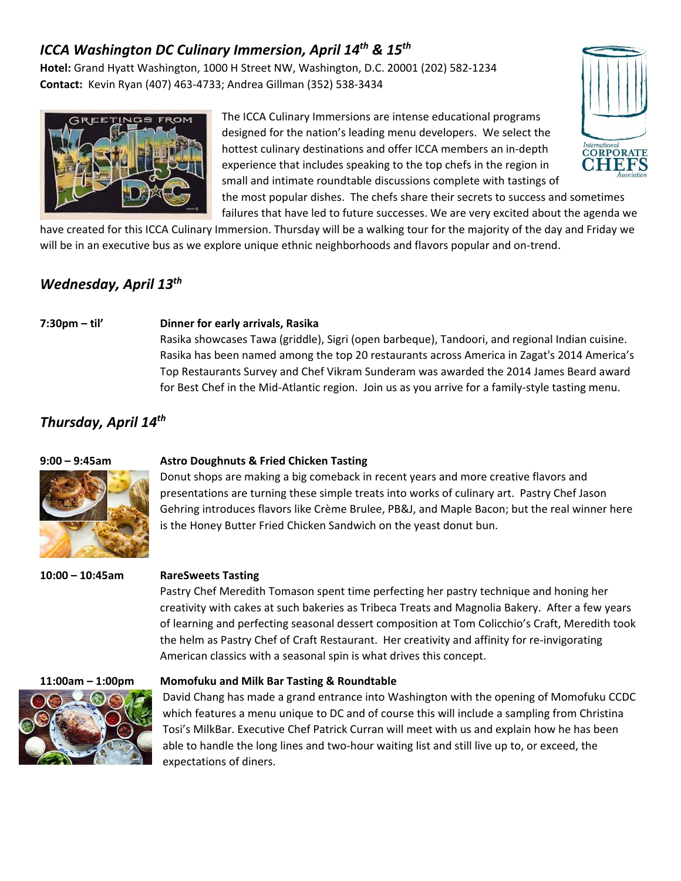## *ICCA Washington DC Culinary Immersion, April 14th & 15th*

**Hotel:** Grand Hyatt Washington, 1000 H Street NW, Washington, D.C. 20001 (202) 582-1234
**Contact:** Kevin Ryan (407) 463-4733; Andrea Gillman (352) 538-3434

The ICCA Culinary Immersions are intense educational programs designed for the nation's leading menu developers. We select the hottest culinary destinations and offer ICCA members an in-depth experience that includes speaking to the top chefs in the region in small and intimate roundtable discussions complete with tastings of the most popular dishes. The chefs share their secrets to success and sometimes failures that have led to future successes. We are very excited about the agenda we have created for this ICCA Culinary Immersion. Thursday will be a walking tour for the majority of the day and Friday we will be in an executive bus as we explore unique ethnic neighborhoods and flavors popular and on-trend.

## *Wednesday, April 13th*

**7:30pm – til'** **Dinner for early arrivals, Rasika**
Rasika showcases Tawa (griddle), Sigri (open barbeque), Tandoori, and regional Indian cuisine. Rasika has been named among the top 20 restaurants across America in Zagat's 2014 America's Top Restaurants Survey and Chef Vikram Sunderam was awarded the 2014 James Beard award for Best Chef in the Mid-Atlantic region. Join us as you arrive for a family-style tasting menu.

## *Thursday, April 14th*

**9:00 – 9:45am** **Astro Doughnuts & Fried Chicken Tasting**
Donut shops are making a big comeback in recent years and more creative flavors and presentations are turning these simple treats into works of culinary art. Pastry Chef Jason Gehring introduces flavors like Crème Brulee, PB&J, and Maple Bacon; but the real winner here is the Honey Butter Fried Chicken Sandwich on the yeast donut bun.

**10:00 – 10:45am** **RareSweets Tasting**
Pastry Chef Meredith Tomason spent time perfecting her pastry technique and honing her creativity with cakes at such bakeries as Tribeca Treats and Magnolia Bakery. After a few years of learning and perfecting seasonal dessert composition at Tom Colicchio's Craft, Meredith took the helm as Pastry Chef of Craft Restaurant. Her creativity and affinity for re-invigorating American classics with a seasonal spin is what drives this concept.

**11:00am – 1:00pm** **Momofuku and Milk Bar Tasting & Roundtable**
David Chang has made a grand entrance into Washington with the opening of Momofuku CCDC which features a menu unique to DC and of course this will include a sampling from Christina Tosi's MilkBar. Executive Chef Patrick Curran will meet with us and explain how he has been able to handle the long lines and two-hour waiting list and still live up to, or exceed, the expectations of diners.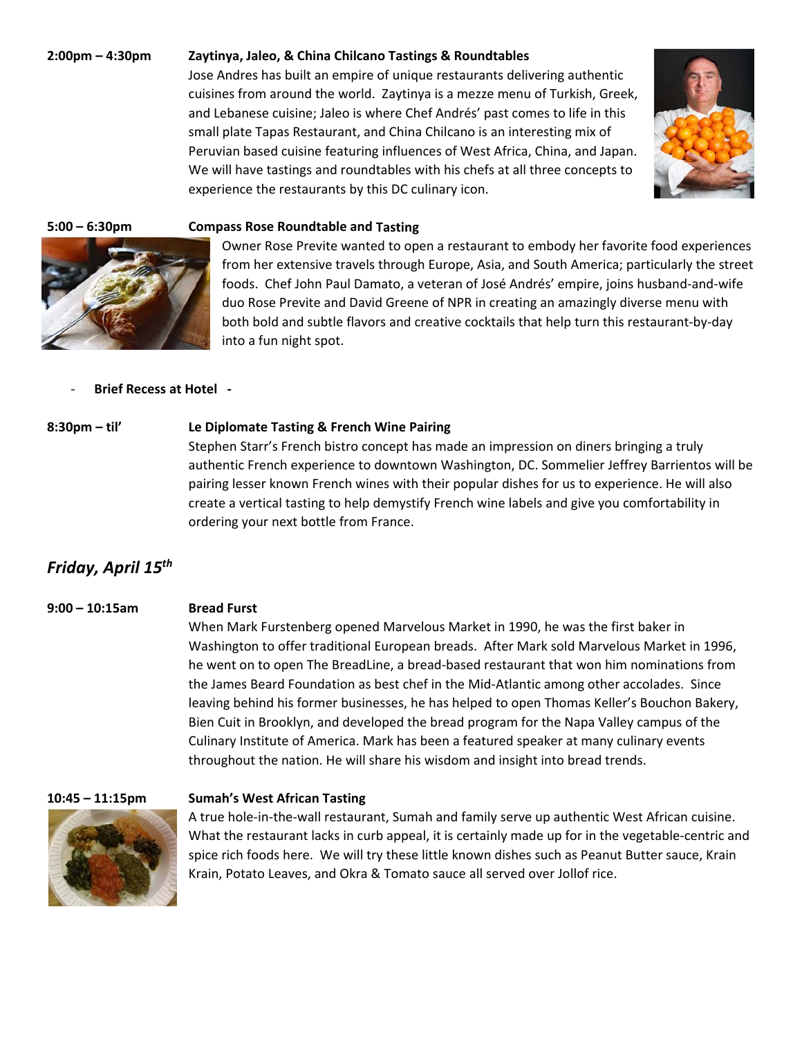**2:00pm – 4:30pm** **Zaytinya, Jaleo, & China Chilcano Tastings & Roundtables**

Jose Andres has built an empire of unique restaurants delivering authentic cuisines from around the world. Zaytinya is a mezze menu of Turkish, Greek, and Lebanese cuisine; Jaleo is where Chef Andrés' past comes to life in this small plate Tapas Restaurant, and China Chilcano is an interesting mix of Peruvian based cuisine featuring influences of West Africa, China, and Japan. We will have tastings and roundtables with his chefs at all three concepts to experience the restaurants by this DC culinary icon.

**5:00 – 6:30pm** **Compass Rose Roundtable and Tasting**

Owner Rose Previte wanted to open a restaurant to embody her favorite food experiences from her extensive travels through Europe, Asia, and South America; particularly the street foods. Chef John Paul Damato, a veteran of José Andrés' empire, joins husband-and-wife duo Rose Previte and David Greene of NPR in creating an amazingly diverse menu with both bold and subtle flavors and creative cocktails that help turn this restaurant-by-day into a fun night spot.

- **Brief Recess at Hotel** -

**8:30pm – til'** **Le Diplomate Tasting & French Wine Pairing**

Stephen Starr's French bistro concept has made an impression on diners bringing a truly authentic French experience to downtown Washington, DC. Sommelier Jeffrey Barrientos will be pairing lesser known French wines with their popular dishes for us to experience. He will also create a vertical tasting to help demystify French wine labels and give you comfortability in ordering your next bottle from France.

## *Friday, April 15th*

**9:00 – 10:15am** **Bread Furst**

When Mark Furstenberg opened Marvelous Market in 1990, he was the first baker in Washington to offer traditional European breads. After Mark sold Marvelous Market in 1996, he went on to open The BreadLine, a bread-based restaurant that won him nominations from the James Beard Foundation as best chef in the Mid-Atlantic among other accolades. Since leaving behind his former businesses, he has helped to open Thomas Keller's Bouchon Bakery, Bien Cuit in Brooklyn, and developed the bread program for the Napa Valley campus of the Culinary Institute of America. Mark has been a featured speaker at many culinary events throughout the nation. He will share his wisdom and insight into bread trends.

**10:45 – 11:15pm** **Sumah's West African Tasting**

A true hole-in-the-wall restaurant, Sumah and family serve up authentic West African cuisine. What the restaurant lacks in curb appeal, it is certainly made up for in the vegetable-centric and spice rich foods here. We will try these little known dishes such as Peanut Butter sauce, Krain Krain, Potato Leaves, and Okra & Tomato sauce all served over Jollof rice.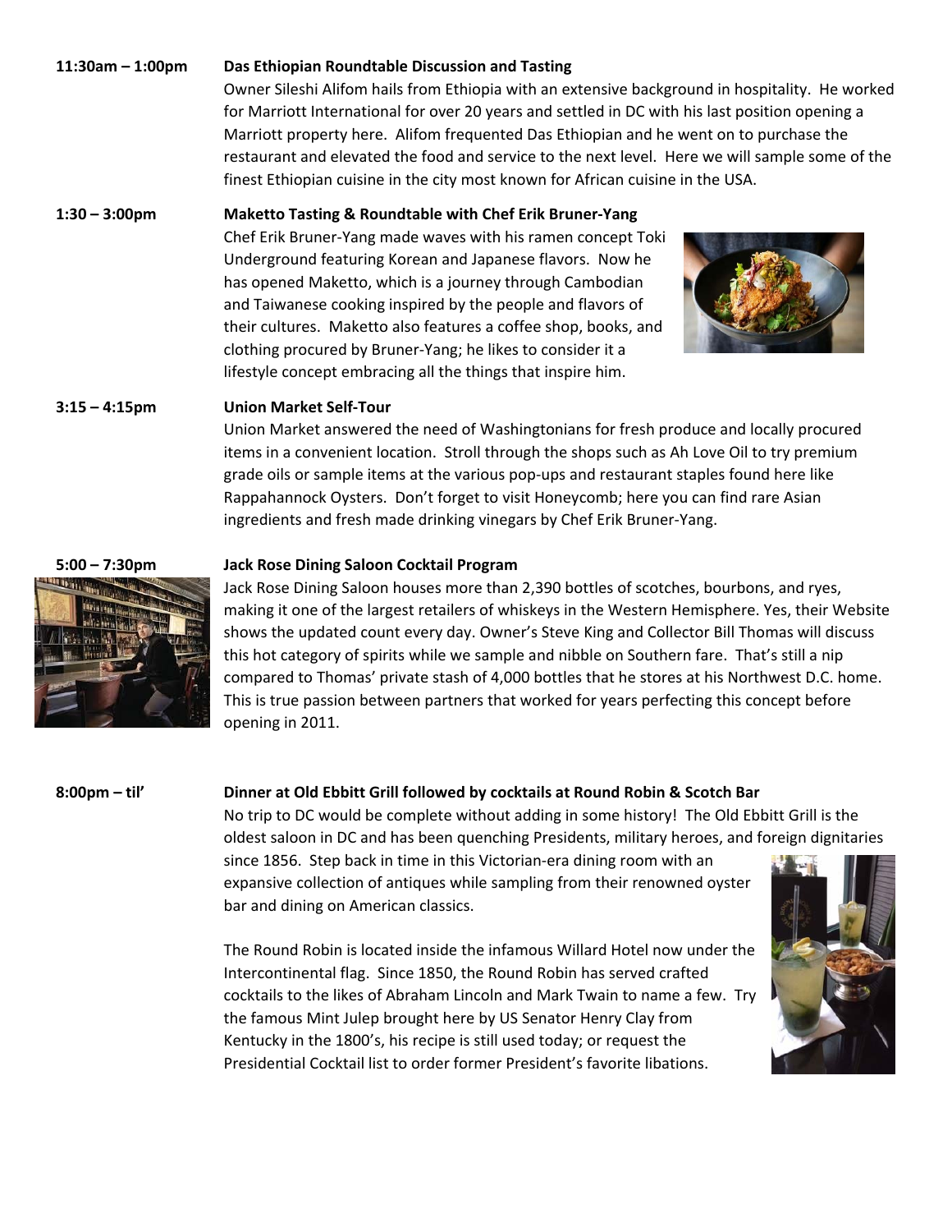**11:30am – 1:00pm** **Das Ethiopian Roundtable Discussion and Tasting**

Owner Sileshi Alifom hails from Ethiopia with an extensive background in hospitality. He worked for Marriott International for over 20 years and settled in DC with his last position opening a Marriott property here. Alifom frequented Das Ethiopian and he went on to purchase the restaurant and elevated the food and service to the next level. Here we will sample some of the finest Ethiopian cuisine in the city most known for African cuisine in the USA.

**1:30 – 3:00pm** **Maketto Tasting & Roundtable with Chef Erik Bruner-Yang**

Chef Erik Bruner-Yang made waves with his ramen concept Toki Underground featuring Korean and Japanese flavors. Now he has opened Maketto, which is a journey through Cambodian and Taiwanese cooking inspired by the people and flavors of their cultures. Maketto also features a coffee shop, books, and clothing procured by Bruner-Yang; he likes to consider it a lifestyle concept embracing all the things that inspire him.

**3:15 – 4:15pm** **Union Market Self-Tour**

Union Market answered the need of Washingtonians for fresh produce and locally procured items in a convenient location. Stroll through the shops such as Ah Love Oil to try premium grade oils or sample items at the various pop-ups and restaurant staples found here like Rappahannock Oysters. Don't forget to visit Honeycomb; here you can find rare Asian ingredients and fresh made drinking vinegars by Chef Erik Bruner-Yang.

**5:00 – 7:30pm** **Jack Rose Dining Saloon Cocktail Program**

Jack Rose Dining Saloon houses more than 2,390 bottles of scotches, bourbons, and ryes, making it one of the largest retailers of whiskeys in the Western Hemisphere. Yes, their Website shows the updated count every day. Owner's Steve King and Collector Bill Thomas will discuss this hot category of spirits while we sample and nibble on Southern fare. That's still a nip compared to Thomas' private stash of 4,000 bottles that he stores at his Northwest D.C. home. This is true passion between partners that worked for years perfecting this concept before opening in 2011.

**8:00pm – til'** **Dinner at Old Ebbitt Grill followed by cocktails at Round Robin & Scotch Bar**

No trip to DC would be complete without adding in some history! The Old Ebbitt Grill is the oldest saloon in DC and has been quenching Presidents, military heroes, and foreign dignitaries since 1856. Step back in time in this Victorian-era dining room with an expansive collection of antiques while sampling from their renowned oyster bar and dining on American classics.

The Round Robin is located inside the infamous Willard Hotel now under the Intercontinental flag. Since 1850, the Round Robin has served crafted cocktails to the likes of Abraham Lincoln and Mark Twain to name a few. Try the famous Mint Julep brought here by US Senator Henry Clay from Kentucky in the 1800's, his recipe is still used today; or request the Presidential Cocktail list to order former President's favorite libations.